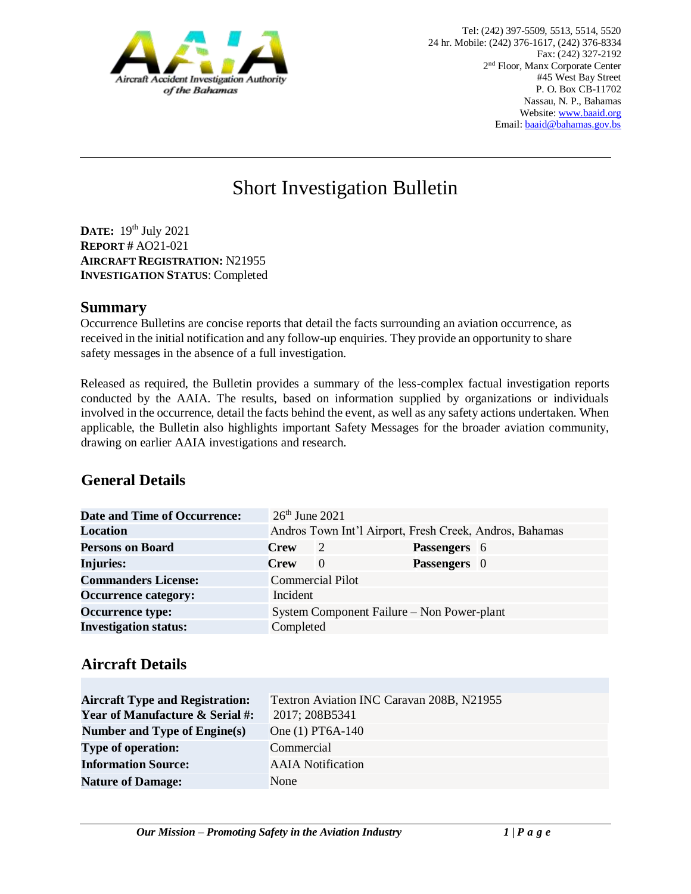Aircraft Accident Investigation Authority of the Bahamas

Tel: (242) 397-5509, 5513, 5514, 5520
24 hr. Mobile: (242) 376-1617, (242) 376-8334
Fax: (242) 327-2192
2nd Floor, Manx Corporate Center
#45 West Bay Street
P. O. Box CB-11702
Nassau, N. P., Bahamas
Website: www.baaid.org
Email: baaid@bahamas.gov.bs

# Short Investigation Bulletin

**DATE:** 19th July 2021
**REPORT #** AO21-021
**AIRCRAFT REGISTRATION:** N21955
**INVESTIGATION STATUS**: Completed

## Summary

Occurrence Bulletins are concise reports that detail the facts surrounding an aviation occurrence, as received in the initial notification and any follow-up enquiries. They provide an opportunity to share safety messages in the absence of a full investigation.

Released as required, the Bulletin provides a summary of the less-complex factual investigation reports conducted by the AAIA. The results, based on information supplied by organizations or individuals involved in the occurrence, detail the facts behind the event, as well as any safety actions undertaken. When applicable, the Bulletin also highlights important Safety Messages for the broader aviation community, drawing on earlier AAIA investigations and research.

## General Details

| | | | | |
|---|---|---|---|---|
| **Date and Time of Occurrence:** | 26th June 2021 | | | |
| **Location** | Andros Town Int'l Airport, Fresh Creek, Andros, Bahamas | | | |
| **Persons on Board** | **Crew** | 2 | **Passengers** | 6 |
| **Injuries:** | **Crew** | 0 | **Passengers** | 0 |
| **Commanders License:** | Commercial Pilot | | | |
| **Occurrence category:** | Incident | | | |
| **Occurrence type:** | System Component Failure – Non Power-plant | | | |
| **Investigation status:** | Completed | | | |

## Aircraft Details

| | |
|---|---|
| **Aircraft Type and Registration:** | Textron Aviation INC Caravan 208B, N21955 |
| **Year of Manufacture & Serial #:** | 2017; 208B5341 |
| **Number and Type of Engine(s)** | One (1) PT6A-140 |
| **Type of operation:** | Commercial |
| **Information Source:** | AAIA Notification |
| **Nature of Damage:** | None |

*Our Mission – Promoting Safety in the Aviation Industry*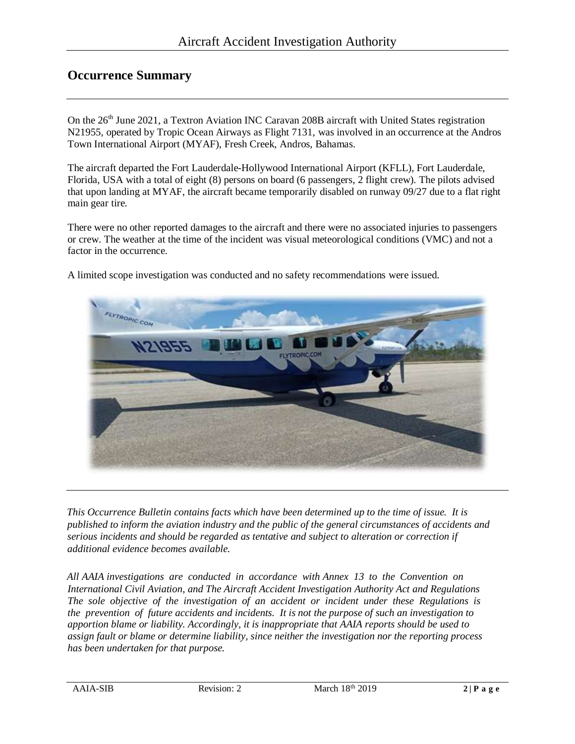## Occurrence Summary

On the 26th June 2021, a Textron Aviation INC Caravan 208B aircraft with United States registration N21955, operated by Tropic Ocean Airways as Flight 7131, was involved in an occurrence at the Andros Town International Airport (MYAF), Fresh Creek, Andros, Bahamas.

The aircraft departed the Fort Lauderdale-Hollywood International Airport (KFLL), Fort Lauderdale, Florida, USA with a total of eight (8) persons on board (6 passengers, 2 flight crew). The pilots advised that upon landing at MYAF, the aircraft became temporarily disabled on runway 09/27 due to a flat right main gear tire.

There were no other reported damages to the aircraft and there were no associated injuries to passengers or crew. The weather at the time of the incident was visual meteorological conditions (VMC) and not a factor in the occurrence.

A limited scope investigation was conducted and no safety recommendations were issued.

*This Occurrence Bulletin contains facts which have been determined up to the time of issue. It is published to inform the aviation industry and the public of the general circumstances of accidents and serious incidents and should be regarded as tentative and subject to alteration or correction if additional evidence becomes available.*

*All AAIA investigations are conducted in accordance with Annex 13 to the Convention on International Civil Aviation, and The Aircraft Accident Investigation Authority Act and Regulations The sole objective of the investigation of an accident or incident under these Regulations is the prevention of future accidents and incidents. It is not the purpose of such an investigation to apportion blame or liability. Accordingly, it is inappropriate that AAIA reports should be used to assign fault or blame or determine liability, since neither the investigation nor the reporting process has been undertaken for that purpose.*